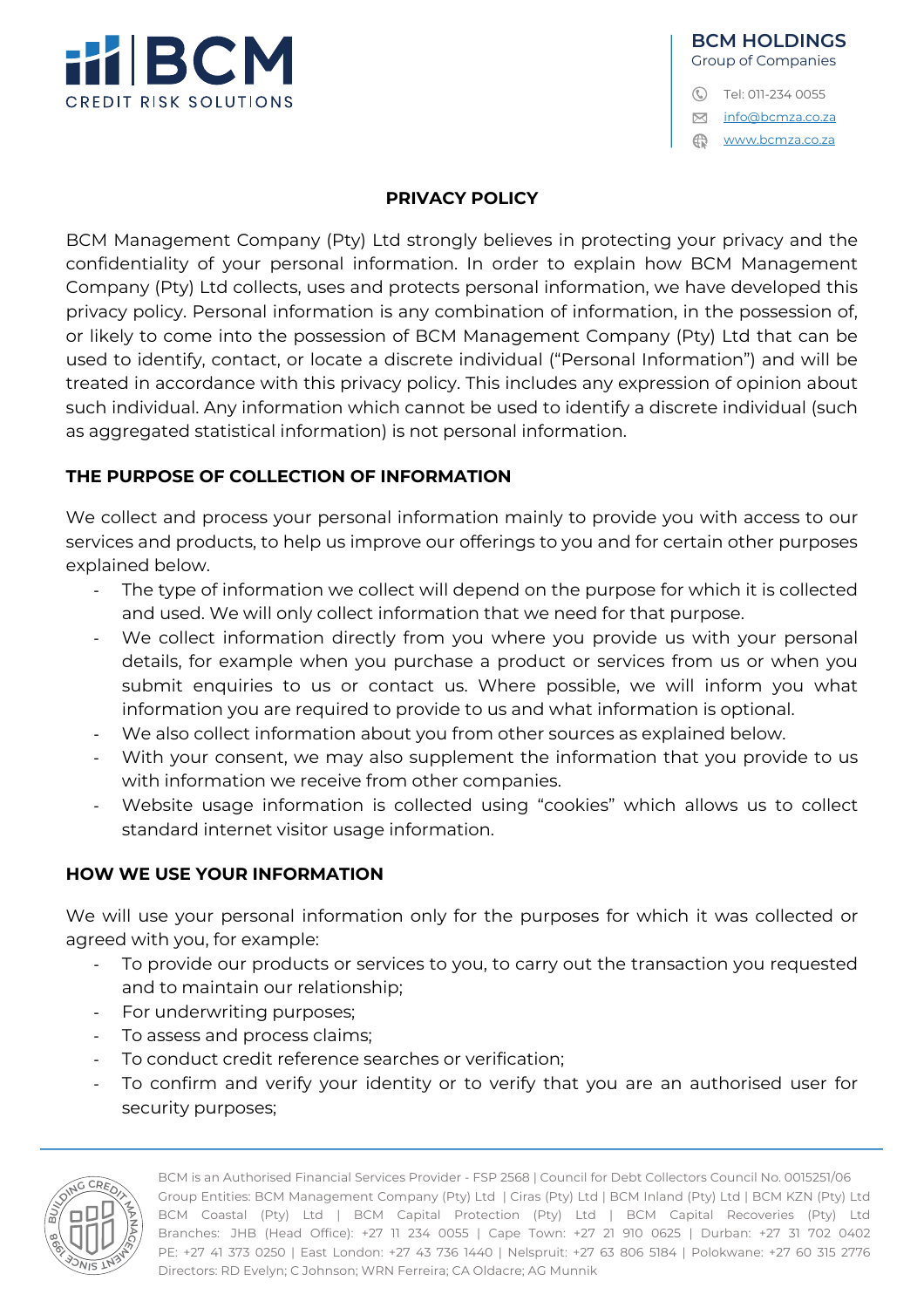# PRIVACY POLICY

BCM Management Company (Pty) Ltd strongly believes in protecting your privacy and the confidentiality of your personal information. In order to explain how BCM Management Company (Pty) Ltd collects, uses and protects personal information, we have developed this privacy policy. Personal information is any combination of information, in the possession of, or likely to come into the possession of BCM Management Company (Pty) Ltd that can be used to identify, contact, or locate a discrete individual ("Personal Information") and will be treated in accordance with this privacy policy. This includes any expression of opinion about such individual. Any information which cannot be used to identify a discrete individual (such as aggregated statistical information) is not personal information.

## THE PURPOSE OF COLLECTION OF INFORMATION

We collect and process your personal information mainly to provide you with access to our services and products, to help us improve our offerings to you and for certain other purposes explained below.

- The type of information we collect will depend on the purpose for which it is collected and used. We will only collect information that we need for that purpose.
- We collect information directly from you where you provide us with your personal details, for example when you purchase a product or services from us or when you submit enquiries to us or contact us. Where possible, we will inform you what information you are required to provide to us and what information is optional.
- We also collect information about you from other sources as explained below.
- With your consent, we may also supplement the information that you provide to us with information we receive from other companies.
- Website usage information is collected using "cookies" which allows us to collect standard internet visitor usage information.

## HOW WE USE YOUR INFORMATION

We will use your personal information only for the purposes for which it was collected or agreed with you, for example:

- To provide our products or services to you, to carry out the transaction you requested and to maintain our relationship;
- For underwriting purposes;
- To assess and process claims;
- To conduct credit reference searches or verification;
- To confirm and verify your identity or to verify that you are an authorised user for security purposes;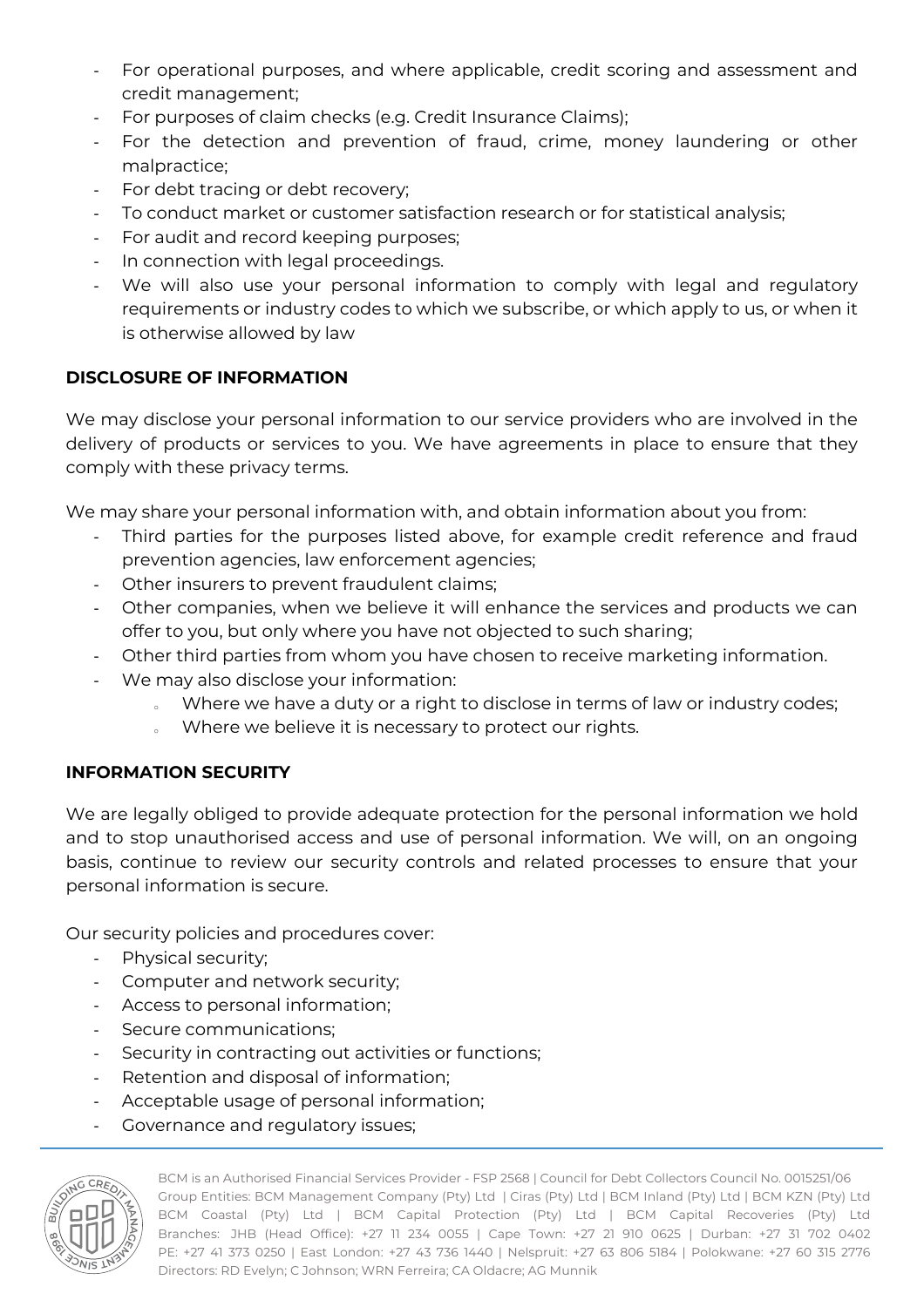- For operational purposes, and where applicable, credit scoring and assessment and credit management;
- For purposes of claim checks (e.g. Credit Insurance Claims);
- For the detection and prevention of fraud, crime, money laundering or other malpractice;
- For debt tracing or debt recovery;
- To conduct market or customer satisfaction research or for statistical analysis;
- For audit and record keeping purposes;
- In connection with legal proceedings.
- We will also use your personal information to comply with legal and regulatory requirements or industry codes to which we subscribe, or which apply to us, or when it is otherwise allowed by law

**DISCLOSURE OF INFORMATION**

We may disclose your personal information to our service providers who are involved in the delivery of products or services to you. We have agreements in place to ensure that they comply with these privacy terms.

We may share your personal information with, and obtain information about you from:

- Third parties for the purposes listed above, for example credit reference and fraud prevention agencies, law enforcement agencies;
- Other insurers to prevent fraudulent claims;
- Other companies, when we believe it will enhance the services and products we can offer to you, but only where you have not objected to such sharing;
- Other third parties from whom you have chosen to receive marketing information.
- We may also disclose your information:
    - Where we have a duty or a right to disclose in terms of law or industry codes;
    - Where we believe it is necessary to protect our rights.

**INFORMATION SECURITY**

We are legally obliged to provide adequate protection for the personal information we hold and to stop unauthorised access and use of personal information. We will, on an ongoing basis, continue to review our security controls and related processes to ensure that your personal information is secure.

Our security policies and procedures cover:

- Physical security;
- Computer and network security;
- Access to personal information;
- Secure communications;
- Security in contracting out activities or functions;
- Retention and disposal of information;
- Acceptable usage of personal information;
- Governance and regulatory issues;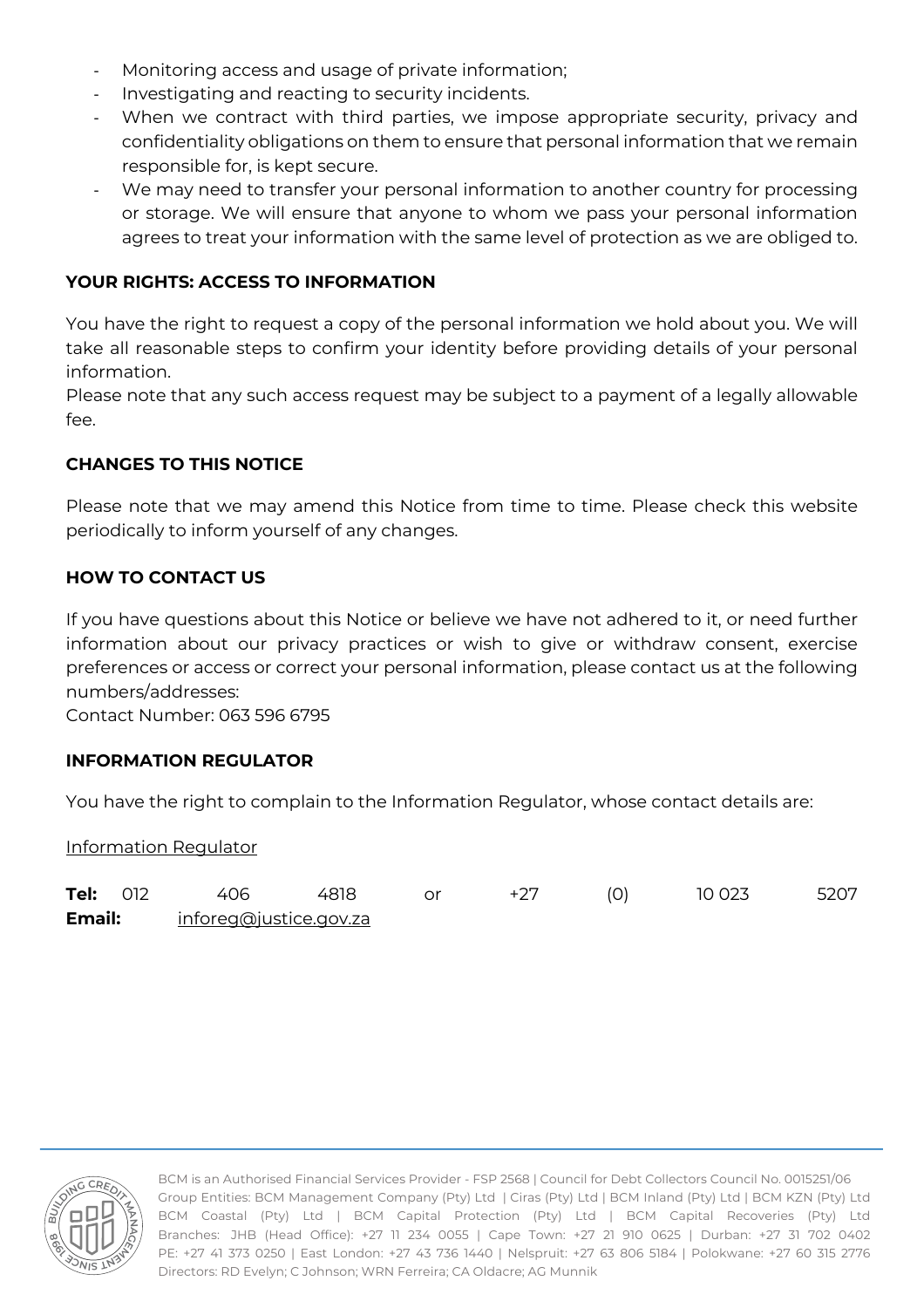- Monitoring access and usage of private information;
- Investigating and reacting to security incidents.
- When we contract with third parties, we impose appropriate security, privacy and confidentiality obligations on them to ensure that personal information that we remain responsible for, is kept secure.
- We may need to transfer your personal information to another country for processing or storage. We will ensure that anyone to whom we pass your personal information agrees to treat your information with the same level of protection as we are obliged to.

**YOUR RIGHTS: ACCESS TO INFORMATION**

You have the right to request a copy of the personal information we hold about you. We will take all reasonable steps to confirm your identity before providing details of your personal information.
Please note that any such access request may be subject to a payment of a legally allowable fee.

**CHANGES TO THIS NOTICE**

Please note that we may amend this Notice from time to time. Please check this website periodically to inform yourself of any changes.

**HOW TO CONTACT US**

If you have questions about this Notice or believe we have not adhered to it, or need further information about our privacy practices or wish to give or withdraw consent, exercise preferences or access or correct your personal information, please contact us at the following numbers/addresses:
Contact Number: 063 596 6795

**INFORMATION REGULATOR**

You have the right to complain to the Information Regulator, whose contact details are:

Information Regulator

**Tel:** 012 406 4818 or +27 (0) 10 023 5207
**Email:** inforeg@justice.gov.za